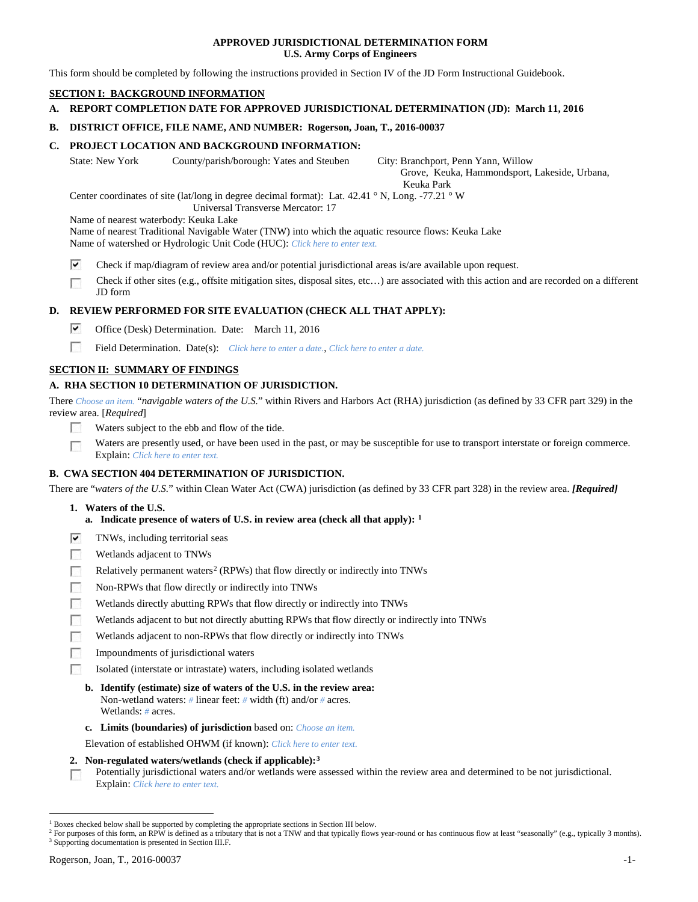# APPROVED JURISDICTIONAL DETERMINATION FORM
## U.S. Army Corps of Engineers

This form should be completed by following the instructions provided in Section IV of the JD Form Instructional Guidebook.

## SECTION I: BACKGROUND INFORMATION

**A. REPORT COMPLETION DATE FOR APPROVED JURISDICTIONAL DETERMINATION (JD): March 11, 2016**

**B. DISTRICT OFFICE, FILE NAME, AND NUMBER: Rogerson, Joan, T., 2016-00037**

**C. PROJECT LOCATION AND BACKGROUND INFORMATION:**

State: New York County/parish/borough: Yates and Steuben City: Branchport, Penn Yann, Willow Grove, Keuka, Hammondsport, Lakeside, Urbana, Keuka Park

Center coordinates of site (lat/long in degree decimal format): Lat. 42.41 ° N, Long. -77.21 ° W

Universal Transverse Mercator: 17

Name of nearest waterbody: Keuka Lake

Name of nearest Traditional Navigable Water (TNW) into which the aquatic resource flows: Keuka Lake

Name of watershed or Hydrologic Unit Code (HUC): *Click here to enter text.*

- [x] Check if map/diagram of review area and/or potential jurisdictional areas is/are available upon request.
- [ ] Check if other sites (e.g., offsite mitigation sites, disposal sites, etc…) are associated with this action and are recorded on a different JD form

**D. REVIEW PERFORMED FOR SITE EVALUATION (CHECK ALL THAT APPLY):**

- [x] Office (Desk) Determination. Date: March 11, 2016
- [ ] Field Determination. Date(s): *Click here to enter a date.*, *Click here to enter a date.*

## SECTION II: SUMMARY OF FINDINGS

### A. RHA SECTION 10 DETERMINATION OF JURISDICTION.

There *Choose an item.* "*navigable waters of the U.S.*" within Rivers and Harbors Act (RHA) jurisdiction (as defined by 33 CFR part 329) in the review area. [*Required*]

- [ ] Waters subject to the ebb and flow of the tide.
- [ ] Waters are presently used, or have been used in the past, or may be susceptible for use to transport interstate or foreign commerce. Explain: *Click here to enter text.*

### B. CWA SECTION 404 DETERMINATION OF JURISDICTION.

There are "*waters of the U.S.*" within Clean Water Act (CWA) jurisdiction (as defined by 33 CFR part 328) in the review area. ***[Required]***

**1. Waters of the U.S.**

**a. Indicate presence of waters of U.S. in review area (check all that apply): [1]**

- [x] TNWs, including territorial seas
- [ ] Wetlands adjacent to TNWs
- [ ] Relatively permanent waters[2] (RPWs) that flow directly or indirectly into TNWs
- [ ] Non-RPWs that flow directly or indirectly into TNWs
- [ ] Wetlands directly abutting RPWs that flow directly or indirectly into TNWs
- [ ] Wetlands adjacent to but not directly abutting RPWs that flow directly or indirectly into TNWs
- [ ] Wetlands adjacent to non-RPWs that flow directly or indirectly into TNWs
- [ ] Impoundments of jurisdictional waters
- [ ] Isolated (interstate or intrastate) waters, including isolated wetlands

**b. Identify (estimate) size of waters of the U.S. in the review area:**

Non-wetland waters: # linear feet: # width (ft) and/or # acres.

Wetlands: # acres.

**c. Limits (boundaries) of jurisdiction** based on: *Choose an item.*

Elevation of established OHWM (if known): *Click here to enter text.*

**2. Non-regulated waters/wetlands (check if applicable): [3]**

- [ ] Potentially jurisdictional waters and/or wetlands were assessed within the review area and determined to be not jurisdictional. Explain: *Click here to enter text.*

---

[1] Boxes checked below shall be supported by completing the appropriate sections in Section III below.

[2] For purposes of this form, an RPW is defined as a tributary that is not a TNW and that typically flows year-round or has continuous flow at least "seasonally" (e.g., typically 3 months).

[3] Supporting documentation is presented in Section III.F.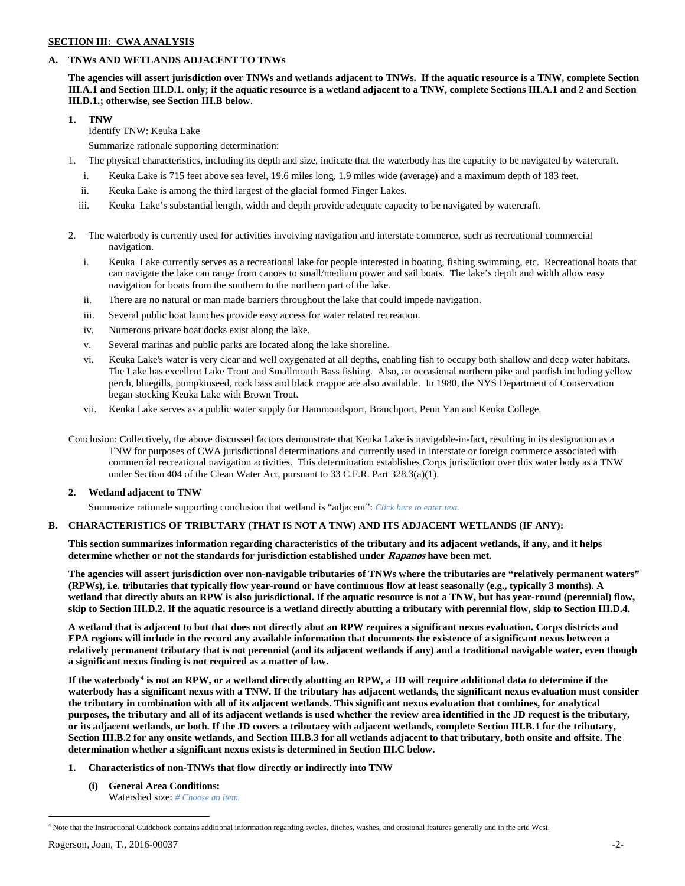## SECTION III: CWA ANALYSIS

### A. TNWs AND WETLANDS ADJACENT TO TNWs

**The agencies will assert jurisdiction over TNWs and wetlands adjacent to TNWs. If the aquatic resource is a TNW, complete Section III.A.1 and Section III.D.1. only; if the aquatic resource is a wetland adjacent to a TNW, complete Sections III.A.1 and 2 and Section III.D.1.; otherwise, see Section III.B below**.

**1. TNW**

Identify TNW: Keuka Lake

Summarize rationale supporting determination:

1. The physical characteristics, including its depth and size, indicate that the waterbody has the capacity to be navigated by watercraft.
   - i. Keuka Lake is 715 feet above sea level, 19.6 miles long, 1.9 miles wide (average) and a maximum depth of 183 feet.
   - ii. Keuka Lake is among the third largest of the glacial formed Finger Lakes.
   - iii. Keuka Lake's substantial length, width and depth provide adequate capacity to be navigated by watercraft.

2. The waterbody is currently used for activities involving navigation and interstate commerce, such as recreational commercial navigation.
   - i. Keuka Lake currently serves as a recreational lake for people interested in boating, fishing swimming, etc. Recreational boats that can navigate the lake can range from canoes to small/medium power and sail boats. The lake's depth and width allow easy navigation for boats from the southern to the northern part of the lake.
   - ii. There are no natural or man made barriers throughout the lake that could impede navigation.
   - iii. Several public boat launches provide easy access for water related recreation.
   - iv. Numerous private boat docks exist along the lake.
   - v. Several marinas and public parks are located along the lake shoreline.
   - vi. Keuka Lake's water is very clear and well oxygenated at all depths, enabling fish to occupy both shallow and deep water habitats. The Lake has excellent Lake Trout and Smallmouth Bass fishing. Also, an occasional northern pike and panfish including yellow perch, bluegills, pumpkinseed, rock bass and black crappie are also available. In 1980, the NYS Department of Conservation began stocking Keuka Lake with Brown Trout.
   - vii. Keuka Lake serves as a public water supply for Hammondsport, Branchport, Penn Yan and Keuka College.

Conclusion: Collectively, the above discussed factors demonstrate that Keuka Lake is navigable-in-fact, resulting in its designation as a TNW for purposes of CWA jurisdictional determinations and currently used in interstate or foreign commerce associated with commercial recreational navigation activities. This determination establishes Corps jurisdiction over this water body as a TNW under Section 404 of the Clean Water Act, pursuant to 33 C.F.R. Part 328.3(a)(1).

**2. Wetland adjacent to TNW**

Summarize rationale supporting conclusion that wetland is "adjacent": *Click here to enter text.*

### B. CHARACTERISTICS OF TRIBUTARY (THAT IS NOT A TNW) AND ITS ADJACENT WETLANDS (IF ANY):

**This section summarizes information regarding characteristics of the tributary and its adjacent wetlands, if any, and it helps determine whether or not the standards for jurisdiction established under *Rapanos* have been met.**

**The agencies will assert jurisdiction over non-navigable tributaries of TNWs where the tributaries are "relatively permanent waters" (RPWs), i.e. tributaries that typically flow year-round or have continuous flow at least seasonally (e.g., typically 3 months). A wetland that directly abuts an RPW is also jurisdictional. If the aquatic resource is not a TNW, but has year-round (perennial) flow, skip to Section III.D.2. If the aquatic resource is a wetland directly abutting a tributary with perennial flow, skip to Section III.D.4.**

**A wetland that is adjacent to but that does not directly abut an RPW requires a significant nexus evaluation. Corps districts and EPA regions will include in the record any available information that documents the existence of a significant nexus between a relatively permanent tributary that is not perennial (and its adjacent wetlands if any) and a traditional navigable water, even though a significant nexus finding is not required as a matter of law.**

**If the waterbody[4] is not an RPW, or a wetland directly abutting an RPW, a JD will require additional data to determine if the waterbody has a significant nexus with a TNW. If the tributary has adjacent wetlands, the significant nexus evaluation must consider the tributary in combination with all of its adjacent wetlands. This significant nexus evaluation that combines, for analytical purposes, the tributary and all of its adjacent wetlands is used whether the review area identified in the JD request is the tributary, or its adjacent wetlands, or both. If the JD covers a tributary with adjacent wetlands, complete Section III.B.1 for the tributary, Section III.B.2 for any onsite wetlands, and Section III.B.3 for all wetlands adjacent to that tributary, both onsite and offsite. The determination whether a significant nexus exists is determined in Section III.C below.**

**1. Characteristics of non-TNWs that flow directly or indirectly into TNW**

**(i) General Area Conditions:**

Watershed size: *# Choose an item.*

[4] Note that the Instructional Guidebook contains additional information regarding swales, ditches, washes, and erosional features generally and in the arid West.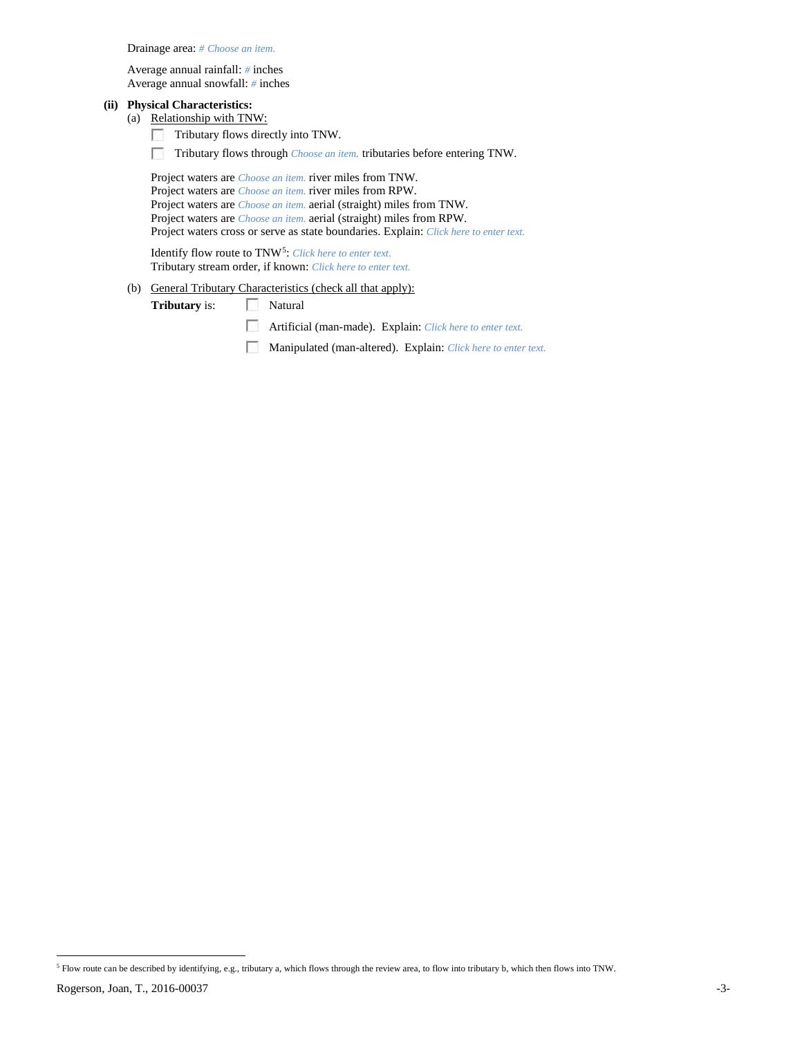Drainage area: # Choose an item.

Average annual rainfall: # inches
Average annual snowfall: # inches

**(ii) Physical Characteristics:**

(a) Relationship with TNW:

☐ Tributary flows directly into TNW.

☐ Tributary flows through Choose an item. tributaries before entering TNW.

Project waters are Choose an item. river miles from TNW.
Project waters are Choose an item. river miles from RPW.
Project waters are Choose an item. aerial (straight) miles from TNW.
Project waters are Choose an item. aerial (straight) miles from RPW.
Project waters cross or serve as state boundaries. Explain: Click here to enter text.

Identify flow route to TNW[5]: Click here to enter text.
Tributary stream order, if known: Click here to enter text.

(b) General Tributary Characteristics (check all that apply):

**Tributary** is: ☐ Natural

☐ Artificial (man-made). Explain: Click here to enter text.

☐ Manipulated (man-altered). Explain: Click here to enter text.

---

[5] Flow route can be described by identifying, e.g., tributary a, which flows through the review area, to flow into tributary b, which then flows into TNW.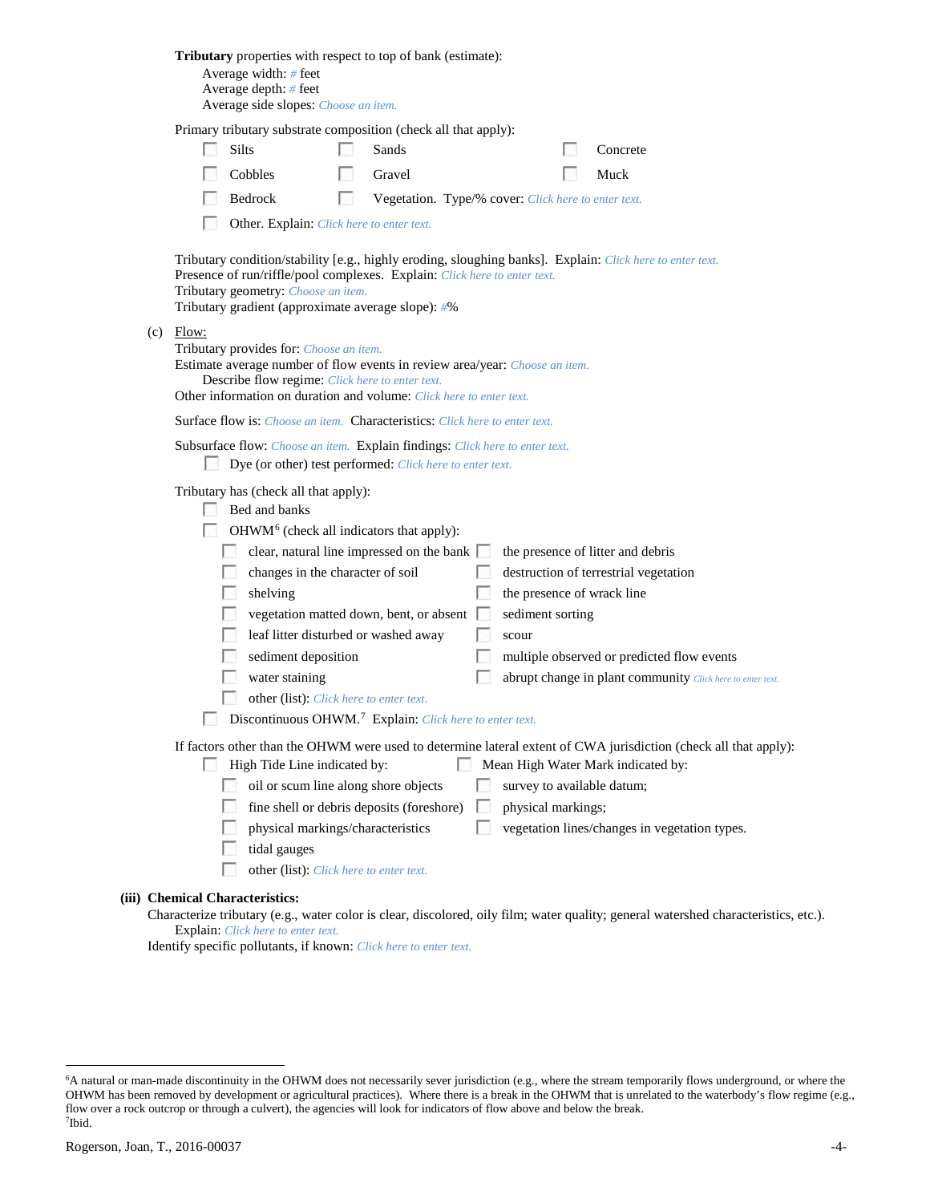**Tributary** properties with respect to top of bank (estimate):

Average width: # feet
Average depth: # feet
Average side slopes: Choose an item.

Primary tributary substrate composition (check all that apply):

- ☐ Silts
- ☐ Sands
- ☐ Concrete
- ☐ Cobbles
- ☐ Gravel
- ☐ Muck
- ☐ Bedrock
- ☐ Vegetation. Type/% cover: Click here to enter text.
- ☐ Other. Explain: Click here to enter text.

Tributary condition/stability [e.g., highly eroding, sloughing banks]. Explain: Click here to enter text.
Presence of run/riffle/pool complexes. Explain: Click here to enter text.
Tributary geometry: Choose an item.
Tributary gradient (approximate average slope): #%

(c) Flow:

Tributary provides for: Choose an item.
Estimate average number of flow events in review area/year: Choose an item.
Describe flow regime: Click here to enter text.
Other information on duration and volume: Click here to enter text.

Surface flow is: Choose an item. Characteristics: Click here to enter text.

Subsurface flow: Choose an item. Explain findings: Click here to enter text.

- ☐ Dye (or other) test performed: Click here to enter text.

Tributary has (check all that apply):

- ☐ Bed and banks
- ☐ OHWM[6] (check all indicators that apply):
  - ☐ clear, natural line impressed on the bank
  - ☐ the presence of litter and debris
  - ☐ changes in the character of soil
  - ☐ destruction of terrestrial vegetation
  - ☐ shelving
  - ☐ the presence of wrack line
  - ☐ vegetation matted down, bent, or absent
  - ☐ sediment sorting
  - ☐ leaf litter disturbed or washed away
  - ☐ scour
  - ☐ sediment deposition
  - ☐ multiple observed or predicted flow events
  - ☐ water staining
  - ☐ abrupt change in plant community Click here to enter text.
  - ☐ other (list): Click here to enter text.
- ☐ Discontinuous OHWM.[7] Explain: Click here to enter text.

If factors other than the OHWM were used to determine lateral extent of CWA jurisdiction (check all that apply):

- ☐ High Tide Line indicated by:
  - ☐ oil or scum line along shore objects
  - ☐ fine shell or debris deposits (foreshore)
  - ☐ physical markings/characteristics
  - ☐ tidal gauges
  - ☐ other (list): Click here to enter text.
- ☐ Mean High Water Mark indicated by:
  - ☐ survey to available datum;
  - ☐ physical markings;
  - ☐ vegetation lines/changes in vegetation types.

**(iii) Chemical Characteristics:**

Characterize tributary (e.g., water color is clear, discolored, oily film; water quality; general watershed characteristics, etc.).
Explain: Click here to enter text.
Identify specific pollutants, if known: Click here to enter text.

---

[6] A natural or man-made discontinuity in the OHWM does not necessarily sever jurisdiction (e.g., where the stream temporarily flows underground, or where the OHWM has been removed by development or agricultural practices). Where there is a break in the OHWM that is unrelated to the waterbody's flow regime (e.g., flow over a rock outcrop or through a culvert), the agencies will look for indicators of flow above and below the break.
[7] Ibid.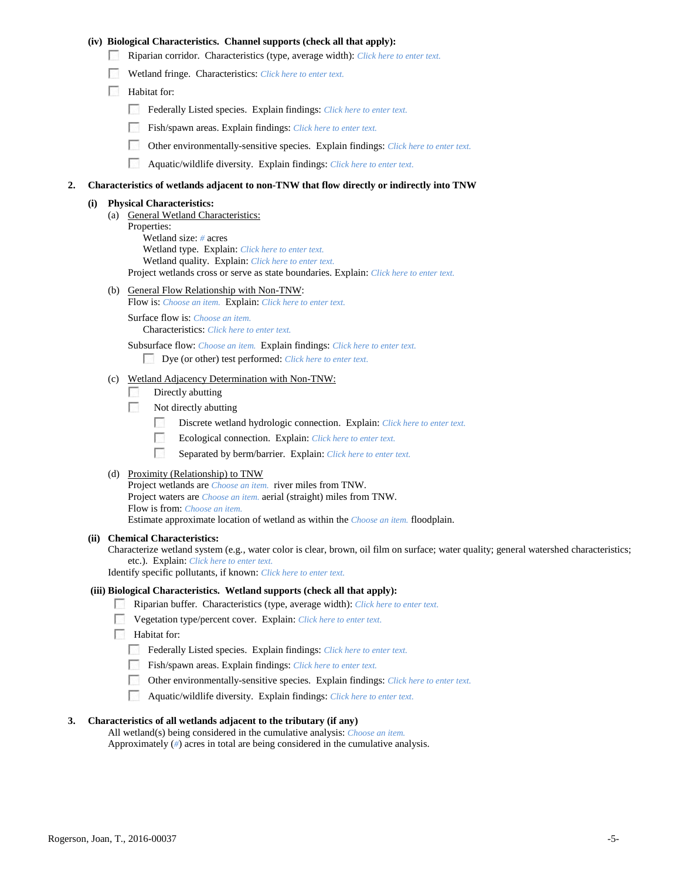**(iv) Biological Characteristics. Channel supports (check all that apply):**

- ☐ Riparian corridor. Characteristics (type, average width): *Click here to enter text.*
- ☐ Wetland fringe. Characteristics: *Click here to enter text.*
- ☐ Habitat for:
  - ☐ Federally Listed species. Explain findings: *Click here to enter text.*
  - ☐ Fish/spawn areas. Explain findings: *Click here to enter text.*
  - ☐ Other environmentally-sensitive species. Explain findings: *Click here to enter text.*
  - ☐ Aquatic/wildlife diversity. Explain findings: *Click here to enter text.*

**2. Characteristics of wetlands adjacent to non-TNW that flow directly or indirectly into TNW**

**(i) Physical Characteristics:**

(a) General Wetland Characteristics:

Properties:

Wetland size: *#* acres

Wetland type. Explain: *Click here to enter text.*

Wetland quality. Explain: *Click here to enter text.*

Project wetlands cross or serve as state boundaries. Explain: *Click here to enter text.*

(b) General Flow Relationship with Non-TNW:

Flow is: *Choose an item.* Explain: *Click here to enter text.*

Surface flow is: *Choose an item.*

Characteristics: *Click here to enter text.*

Subsurface flow: *Choose an item.* Explain findings: *Click here to enter text.*

- ☐ Dye (or other) test performed: *Click here to enter text.*

(c) Wetland Adjacency Determination with Non-TNW:

- ☐ Directly abutting
- ☐ Not directly abutting
  - ☐ Discrete wetland hydrologic connection. Explain: *Click here to enter text.*
  - ☐ Ecological connection. Explain: *Click here to enter text.*
  - ☐ Separated by berm/barrier. Explain: *Click here to enter text.*

(d) Proximity (Relationship) to TNW

Project wetlands are *Choose an item.* river miles from TNW.

Project waters are *Choose an item.* aerial (straight) miles from TNW.

Flow is from: *Choose an item.*

Estimate approximate location of wetland as within the *Choose an item.* floodplain.

**(ii) Chemical Characteristics:**

Characterize wetland system (e.g., water color is clear, brown, oil film on surface; water quality; general watershed characteristics; etc.). Explain: *Click here to enter text.*

Identify specific pollutants, if known: *Click here to enter text.*

**(iii) Biological Characteristics. Wetland supports (check all that apply):**

- ☐ Riparian buffer. Characteristics (type, average width): *Click here to enter text.*
- ☐ Vegetation type/percent cover. Explain: *Click here to enter text.*
- ☐ Habitat for:
  - ☐ Federally Listed species. Explain findings: *Click here to enter text.*
  - ☐ Fish/spawn areas. Explain findings: *Click here to enter text.*
  - ☐ Other environmentally-sensitive species. Explain findings: *Click here to enter text.*
  - ☐ Aquatic/wildlife diversity. Explain findings: *Click here to enter text.*

**3. Characteristics of all wetlands adjacent to the tributary (if any)**

All wetland(s) being considered in the cumulative analysis: *Choose an item.*

Approximately (*#*) acres in total are being considered in the cumulative analysis.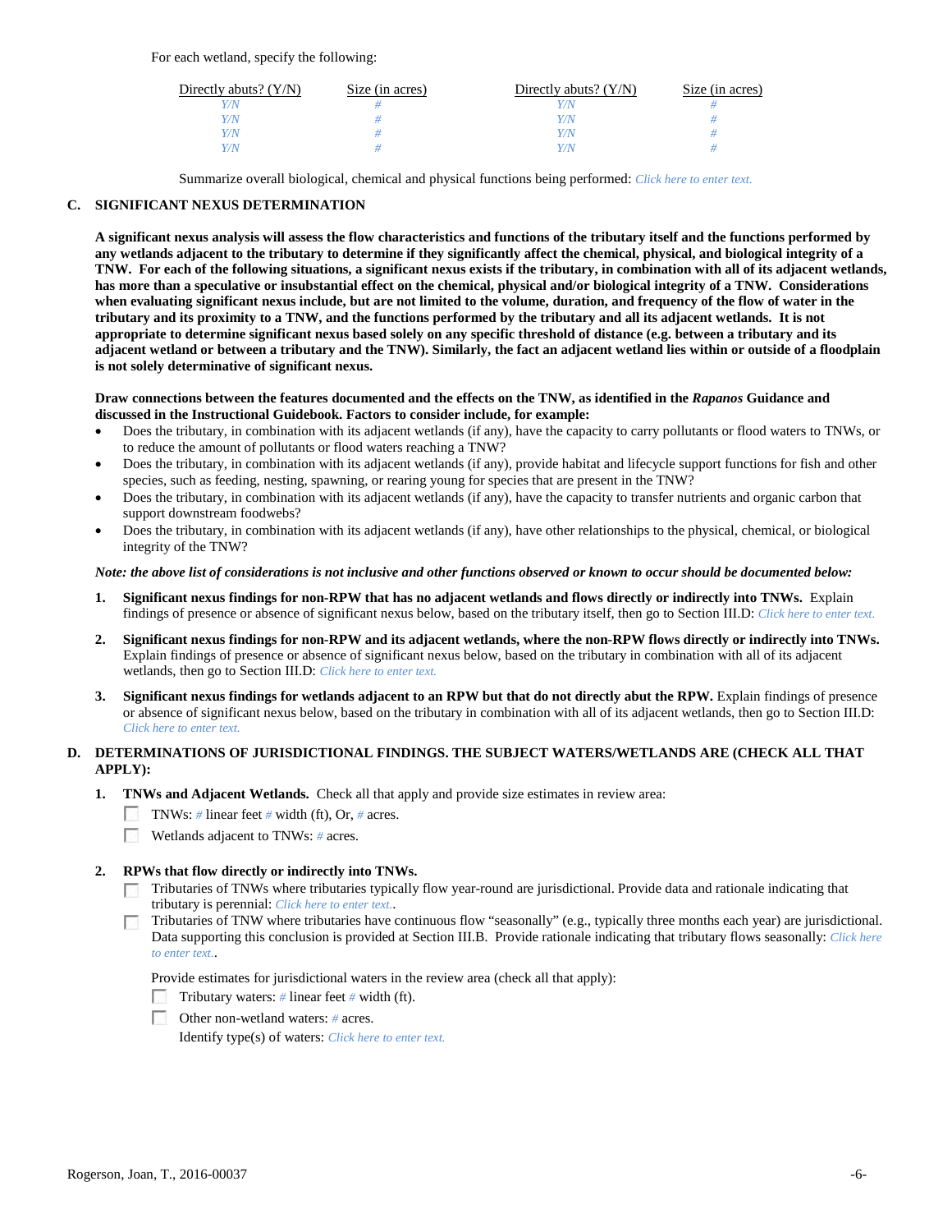For each wetland, specify the following:

| Directly abuts? (Y/N) | Size (in acres) | Directly abuts? (Y/N) | Size (in acres) |
|---|---|---|---|
| Y/N | # | Y/N | # |
| Y/N | # | Y/N | # |
| Y/N | # | Y/N | # |
| Y/N | # | Y/N | # |

Summarize overall biological, chemical and physical functions being performed: Click here to enter text.

**C. SIGNIFICANT NEXUS DETERMINATION**

**A significant nexus analysis will assess the flow characteristics and functions of the tributary itself and the functions performed by any wetlands adjacent to the tributary to determine if they significantly affect the chemical, physical, and biological integrity of a TNW. For each of the following situations, a significant nexus exists if the tributary, in combination with all of its adjacent wetlands, has more than a speculative or insubstantial effect on the chemical, physical and/or biological integrity of a TNW. Considerations when evaluating significant nexus include, but are not limited to the volume, duration, and frequency of the flow of water in the tributary and its proximity to a TNW, and the functions performed by the tributary and all its adjacent wetlands. It is not appropriate to determine significant nexus based solely on any specific threshold of distance (e.g. between a tributary and its adjacent wetland or between a tributary and the TNW). Similarly, the fact an adjacent wetland lies within or outside of a floodplain is not solely determinative of significant nexus.**

**Draw connections between the features documented and the effects on the TNW, as identified in the *Rapanos* Guidance and discussed in the Instructional Guidebook. Factors to consider include, for example:**

- Does the tributary, in combination with its adjacent wetlands (if any), have the capacity to carry pollutants or flood waters to TNWs, or to reduce the amount of pollutants or flood waters reaching a TNW?
- Does the tributary, in combination with its adjacent wetlands (if any), provide habitat and lifecycle support functions for fish and other species, such as feeding, nesting, spawning, or rearing young for species that are present in the TNW?
- Does the tributary, in combination with its adjacent wetlands (if any), have the capacity to transfer nutrients and organic carbon that support downstream foodwebs?
- Does the tributary, in combination with its adjacent wetlands (if any), have other relationships to the physical, chemical, or biological integrity of the TNW?

***Note: the above list of considerations is not inclusive and other functions observed or known to occur should be documented below:***

1. **Significant nexus findings for non-RPW that has no adjacent wetlands and flows directly or indirectly into TNWs.** Explain findings of presence or absence of significant nexus below, based on the tributary itself, then go to Section III.D: Click here to enter text.

2. **Significant nexus findings for non-RPW and its adjacent wetlands, where the non-RPW flows directly or indirectly into TNWs.** Explain findings of presence or absence of significant nexus below, based on the tributary in combination with all of its adjacent wetlands, then go to Section III.D: Click here to enter text.

3. **Significant nexus findings for wetlands adjacent to an RPW but that do not directly abut the RPW.** Explain findings of presence or absence of significant nexus below, based on the tributary in combination with all of its adjacent wetlands, then go to Section III.D: Click here to enter text.

**D. DETERMINATIONS OF JURISDICTIONAL FINDINGS. THE SUBJECT WATERS/WETLANDS ARE (CHECK ALL THAT APPLY):**

1. **TNWs and Adjacent Wetlands.** Check all that apply and provide size estimates in review area:
   - ☐ TNWs: # linear feet # width (ft), Or, # acres.
   - ☐ Wetlands adjacent to TNWs: # acres.

2. **RPWs that flow directly or indirectly into TNWs.**
   - ☐ Tributaries of TNWs where tributaries typically flow year-round are jurisdictional. Provide data and rationale indicating that tributary is perennial: Click here to enter text..
   - ☐ Tributaries of TNW where tributaries have continuous flow "seasonally" (e.g., typically three months each year) are jurisdictional. Data supporting this conclusion is provided at Section III.B. Provide rationale indicating that tributary flows seasonally: Click here to enter text..

   Provide estimates for jurisdictional waters in the review area (check all that apply):
   - ☐ Tributary waters: # linear feet # width (ft).
   - ☐ Other non-wetland waters: # acres.
     Identify type(s) of waters: Click here to enter text.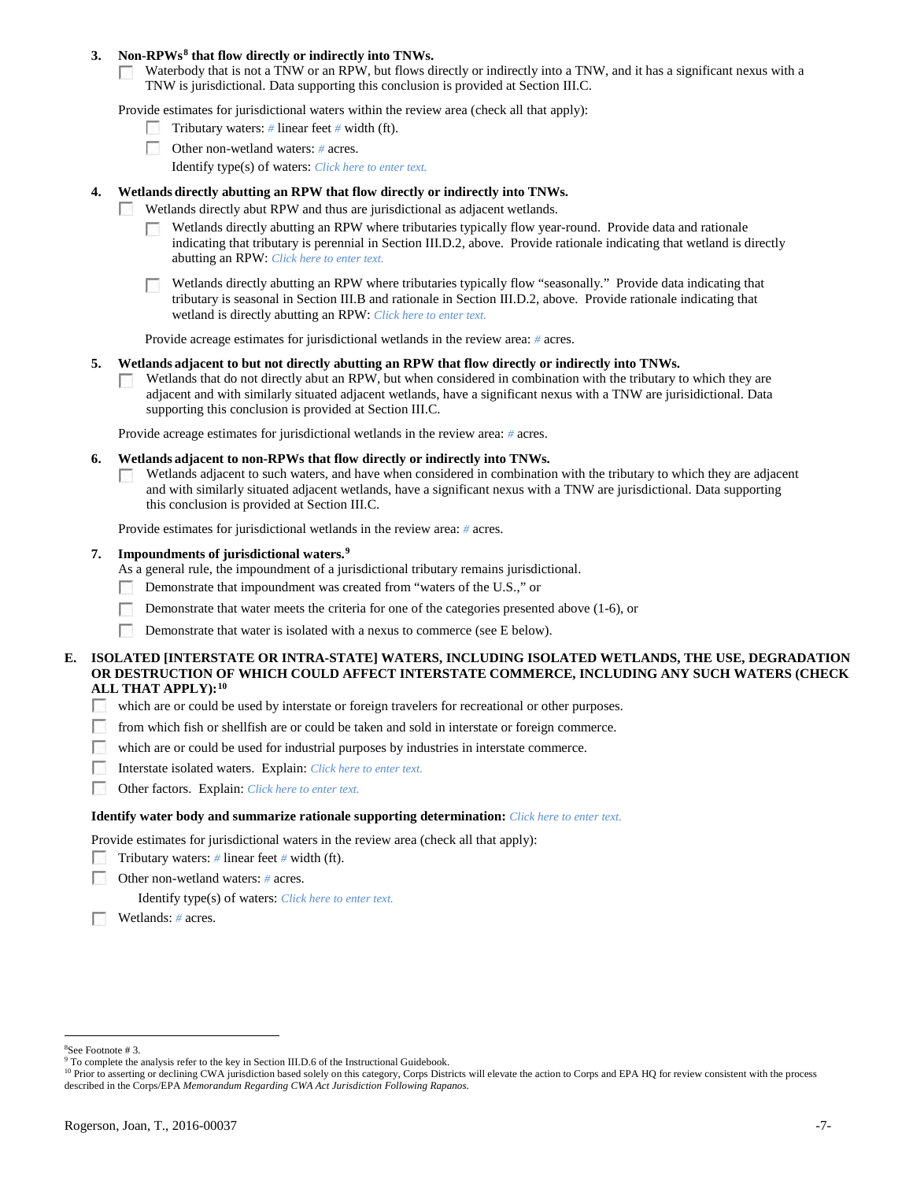**3. Non-RPWs[8] that flow directly or indirectly into TNWs.**

☐ Waterbody that is not a TNW or an RPW, but flows directly or indirectly into a TNW, and it has a significant nexus with a TNW is jurisdictional. Data supporting this conclusion is provided at Section III.C.

Provide estimates for jurisdictional waters within the review area (check all that apply):

- ☐ Tributary waters: # linear feet # width (ft).
- ☐ Other non-wetland waters: # acres.

  Identify type(s) of waters: *Click here to enter text.*

**4. Wetlands directly abutting an RPW that flow directly or indirectly into TNWs.**

☐ Wetlands directly abut RPW and thus are jurisdictional as adjacent wetlands.

- ☐ Wetlands directly abutting an RPW where tributaries typically flow year-round. Provide data and rationale indicating that tributary is perennial in Section III.D.2, above. Provide rationale indicating that wetland is directly abutting an RPW: *Click here to enter text.*
- ☐ Wetlands directly abutting an RPW where tributaries typically flow "seasonally." Provide data indicating that tributary is seasonal in Section III.B and rationale in Section III.D.2, above. Provide rationale indicating that wetland is directly abutting an RPW: *Click here to enter text.*

Provide acreage estimates for jurisdictional wetlands in the review area: # acres.

**5. Wetlands adjacent to but not directly abutting an RPW that flow directly or indirectly into TNWs.**

☐ Wetlands that do not directly abut an RPW, but when considered in combination with the tributary to which they are adjacent and with similarly situated adjacent wetlands, have a significant nexus with a TNW are jurisidictional. Data supporting this conclusion is provided at Section III.C.

Provide acreage estimates for jurisdictional wetlands in the review area: # acres.

**6. Wetlands adjacent to non-RPWs that flow directly or indirectly into TNWs.**

☐ Wetlands adjacent to such waters, and have when considered in combination with the tributary to which they are adjacent and with similarly situated adjacent wetlands, have a significant nexus with a TNW are jurisdictional. Data supporting this conclusion is provided at Section III.C.

Provide estimates for jurisdictional wetlands in the review area: # acres.

**7. Impoundments of jurisdictional waters.[9]**

As a general rule, the impoundment of a jurisdictional tributary remains jurisdictional.

- ☐ Demonstrate that impoundment was created from "waters of the U.S.," or
- ☐ Demonstrate that water meets the criteria for one of the categories presented above (1-6), or
- ☐ Demonstrate that water is isolated with a nexus to commerce (see E below).

**E. ISOLATED [INTERSTATE OR INTRA-STATE] WATERS, INCLUDING ISOLATED WETLANDS, THE USE, DEGRADATION OR DESTRUCTION OF WHICH COULD AFFECT INTERSTATE COMMERCE, INCLUDING ANY SUCH WATERS (CHECK ALL THAT APPLY):[10]**

- ☐ which are or could be used by interstate or foreign travelers for recreational or other purposes.
- ☐ from which fish or shellfish are or could be taken and sold in interstate or foreign commerce.
- ☐ which are or could be used for industrial purposes by industries in interstate commerce.
- ☐ Interstate isolated waters. Explain: *Click here to enter text.*
- ☐ Other factors. Explain: *Click here to enter text.*

**Identify water body and summarize rationale supporting determination:** *Click here to enter text.*

Provide estimates for jurisdictional waters in the review area (check all that apply):

- ☐ Tributary waters: # linear feet # width (ft).
- ☐ Other non-wetland waters: # acres.

  Identify type(s) of waters: *Click here to enter text.*
- ☐ Wetlands: # acres.

---

[8] See Footnote # 3.

[9] To complete the analysis refer to the key in Section III.D.6 of the Instructional Guidebook.

[10] Prior to asserting or declining CWA jurisdiction based solely on this category, Corps Districts will elevate the action to Corps and EPA HQ for review consistent with the process described in the Corps/EPA *Memorandum Regarding CWA Act Jurisdiction Following Rapanos.*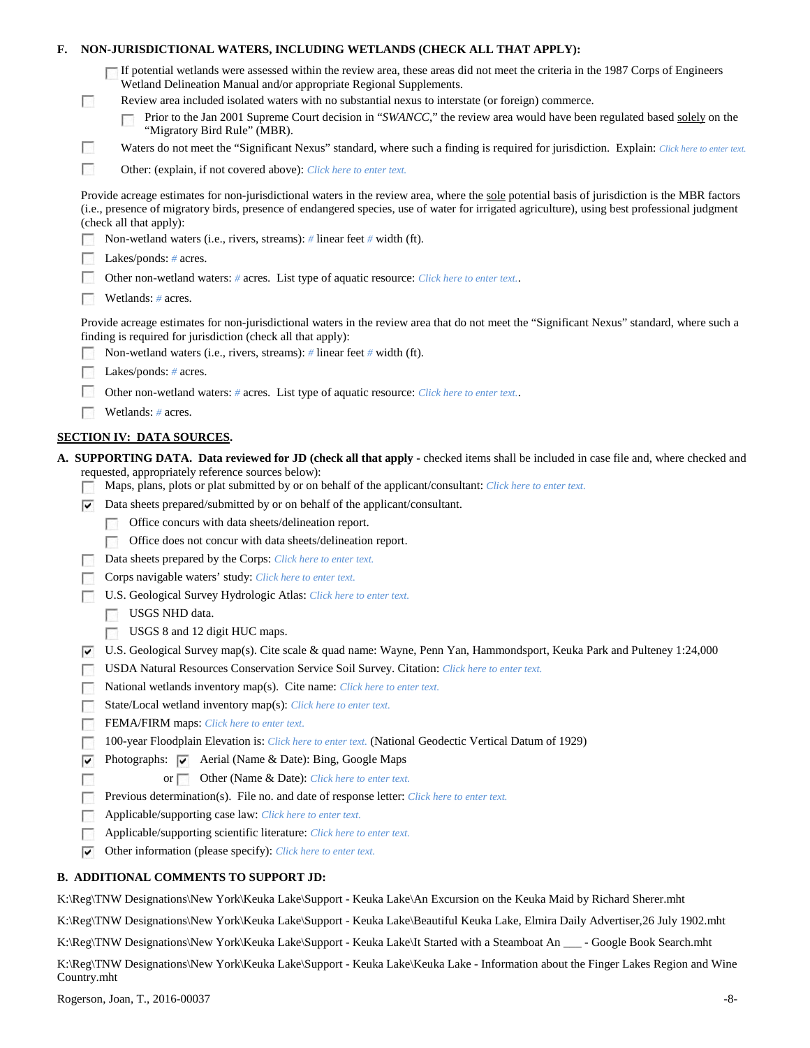**F. NON-JURISDICTIONAL WATERS, INCLUDING WETLANDS (CHECK ALL THAT APPLY):**

- ☐ If potential wetlands were assessed within the review area, these areas did not meet the criteria in the 1987 Corps of Engineers Wetland Delineation Manual and/or appropriate Regional Supplements.
- ☐ Review area included isolated waters with no substantial nexus to interstate (or foreign) commerce.
  - ☐ Prior to the Jan 2001 Supreme Court decision in "*SWANCC*," the review area would have been regulated based solely on the "Migratory Bird Rule" (MBR).
- ☐ Waters do not meet the "Significant Nexus" standard, where such a finding is required for jurisdiction. Explain: *Click here to enter text.*
- ☐ Other: (explain, if not covered above): *Click here to enter text.*

Provide acreage estimates for non-jurisdictional waters in the review area, where the sole potential basis of jurisdiction is the MBR factors (i.e., presence of migratory birds, presence of endangered species, use of water for irrigated agriculture), using best professional judgment (check all that apply):

- ☐ Non-wetland waters (i.e., rivers, streams): *#* linear feet *#* width (ft).
- ☐ Lakes/ponds: *#* acres.
- ☐ Other non-wetland waters: *#* acres. List type of aquatic resource: *Click here to enter text.*.
- ☐ Wetlands: *#* acres.

Provide acreage estimates for non-jurisdictional waters in the review area that do not meet the "Significant Nexus" standard, where such a finding is required for jurisdiction (check all that apply):

- ☐ Non-wetland waters (i.e., rivers, streams): *#* linear feet *#* width (ft).
- ☐ Lakes/ponds: *#* acres.
- ☐ Other non-wetland waters: *#* acres. List type of aquatic resource: *Click here to enter text.*.
- ☐ Wetlands: *#* acres.

## SECTION IV: DATA SOURCES.

**A. SUPPORTING DATA. Data reviewed for JD (check all that apply** - checked items shall be included in case file and, where checked and requested, appropriately reference sources below):

- ☐ Maps, plans, plots or plat submitted by or on behalf of the applicant/consultant: *Click here to enter text.*
- ☑ Data sheets prepared/submitted by or on behalf of the applicant/consultant.
  - ☐ Office concurs with data sheets/delineation report.
  - ☐ Office does not concur with data sheets/delineation report.
- ☐ Data sheets prepared by the Corps: *Click here to enter text.*
- ☐ Corps navigable waters' study: *Click here to enter text.*
- ☐ U.S. Geological Survey Hydrologic Atlas: *Click here to enter text.*
  - ☐ USGS NHD data.
  - ☐ USGS 8 and 12 digit HUC maps.
- ☑ U.S. Geological Survey map(s). Cite scale & quad name: Wayne, Penn Yan, Hammondsport, Keuka Park and Pulteney 1:24,000
- ☐ USDA Natural Resources Conservation Service Soil Survey. Citation: *Click here to enter text.*
- ☐ National wetlands inventory map(s). Cite name: *Click here to enter text.*
- ☐ State/Local wetland inventory map(s): *Click here to enter text.*
- ☐ FEMA/FIRM maps: *Click here to enter text.*
- ☐ 100-year Floodplain Elevation is: *Click here to enter text.* (National Geodectic Vertical Datum of 1929)
- ☑ Photographs: ☑ Aerial (Name & Date): Bing, Google Maps
- ☐ or ☐ Other (Name & Date): *Click here to enter text.*
- ☐ Previous determination(s). File no. and date of response letter: *Click here to enter text.*
- ☐ Applicable/supporting case law: *Click here to enter text.*
- ☐ Applicable/supporting scientific literature: *Click here to enter text.*
- ☑ Other information (please specify): *Click here to enter text.*

**B. ADDITIONAL COMMENTS TO SUPPORT JD:**

K:\Reg\TNW Designations\New York\Keuka Lake\Support - Keuka Lake\An Excursion on the Keuka Maid by Richard Sherer.mht

K:\Reg\TNW Designations\New York\Keuka Lake\Support - Keuka Lake\Beautiful Keuka Lake, Elmira Daily Advertiser,26 July 1902.mht

K:\Reg\TNW Designations\New York\Keuka Lake\Support - Keuka Lake\It Started with a Steamboat An ___ - Google Book Search.mht

K:\Reg\TNW Designations\New York\Keuka Lake\Support - Keuka Lake\Keuka Lake - Information about the Finger Lakes Region and Wine Country.mht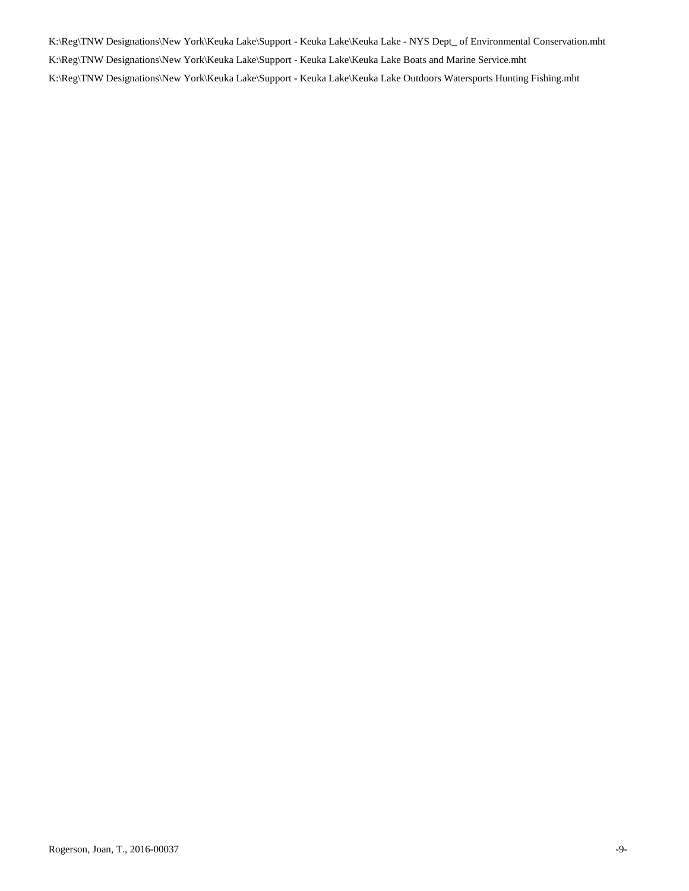K:\Reg\TNW Designations\New York\Keuka Lake\Support - Keuka Lake\Keuka Lake - NYS Dept_ of Environmental Conservation.mht

K:\Reg\TNW Designations\New York\Keuka Lake\Support - Keuka Lake\Keuka Lake Boats and Marine Service.mht

K:\Reg\TNW Designations\New York\Keuka Lake\Support - Keuka Lake\Keuka Lake Outdoors Watersports Hunting Fishing.mht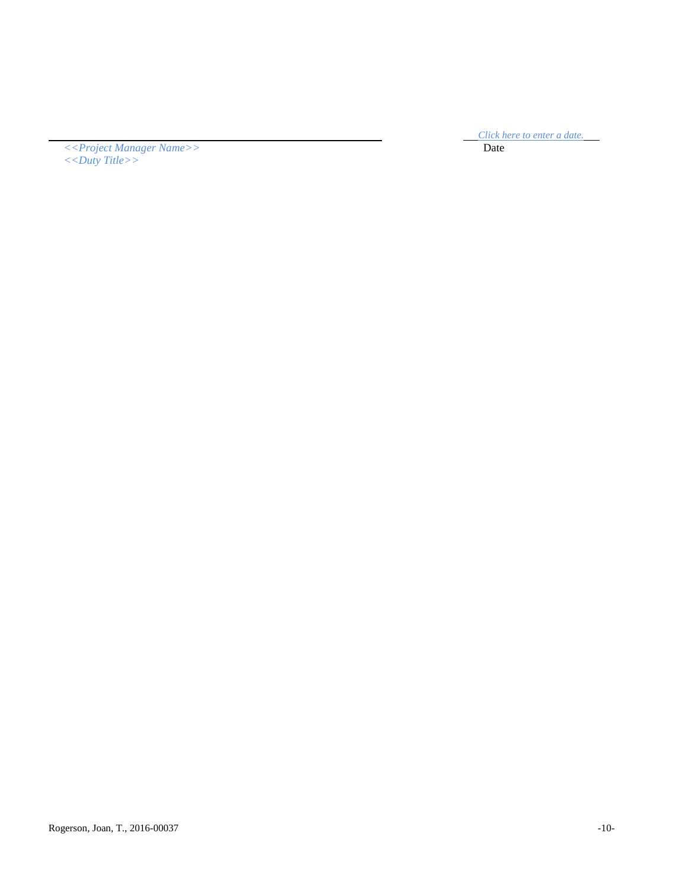\_\_\_\_\_\_\_\_\_\_\_\_\_\_\_\_\_\_\_\_\_\_\_\_\_\_\_\_\_\_\_\_\_\_\_\_\_\_\_\_\_\_\_\_

*<<Project Manager Name>>*
*<<Duty Title>>*

*Click here to enter a date.*
Date